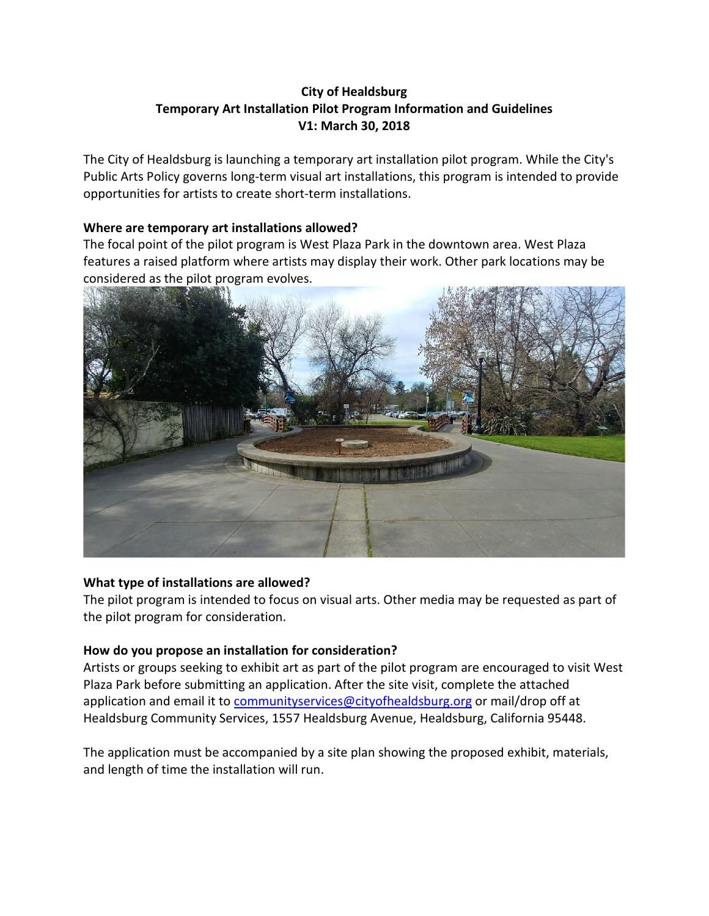**City of Healdsburg**
**Temporary Art Installation Pilot Program Information and Guidelines**
**V1: March 30, 2018**

The City of Healdsburg is launching a temporary art installation pilot program. While the City's Public Arts Policy governs long-term visual art installations, this program is intended to provide opportunities for artists to create short-term installations.

**Where are temporary art installations allowed?**

The focal point of the pilot program is West Plaza Park in the downtown area. West Plaza features a raised platform where artists may display their work. Other park locations may be considered as the pilot program evolves.

**What type of installations are allowed?**

The pilot program is intended to focus on visual arts. Other media may be requested as part of the pilot program for consideration.

**How do you propose an installation for consideration?**

Artists or groups seeking to exhibit art as part of the pilot program are encouraged to visit West Plaza Park before submitting an application. After the site visit, complete the attached application and email it to communityservices@cityofhealdsburg.org or mail/drop off at Healdsburg Community Services, 1557 Healdsburg Avenue, Healdsburg, California 95448.

The application must be accompanied by a site plan showing the proposed exhibit, materials, and length of time the installation will run.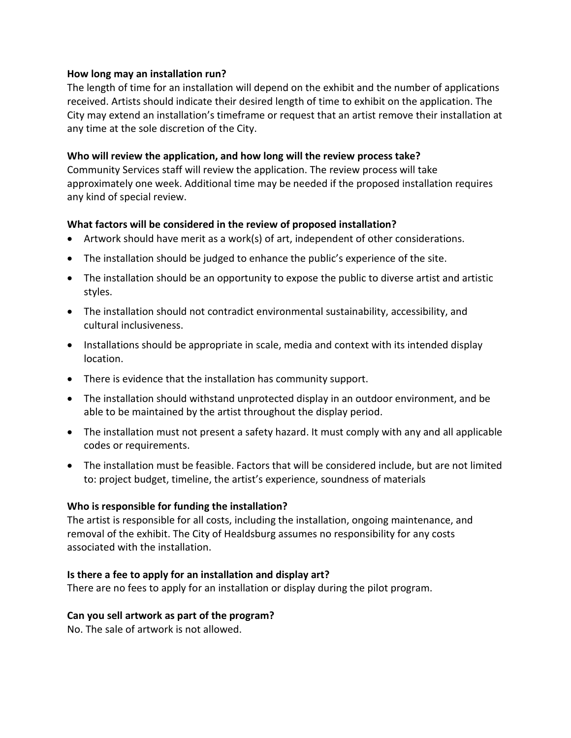**How long may an installation run?**
The length of time for an installation will depend on the exhibit and the number of applications received. Artists should indicate their desired length of time to exhibit on the application. The City may extend an installation's timeframe or request that an artist remove their installation at any time at the sole discretion of the City.

**Who will review the application, and how long will the review process take?**
Community Services staff will review the application. The review process will take approximately one week. Additional time may be needed if the proposed installation requires any kind of special review.

**What factors will be considered in the review of proposed installation?**

- Artwork should have merit as a work(s) of art, independent of other considerations.
- The installation should be judged to enhance the public's experience of the site.
- The installation should be an opportunity to expose the public to diverse artist and artistic styles.
- The installation should not contradict environmental sustainability, accessibility, and cultural inclusiveness.
- Installations should be appropriate in scale, media and context with its intended display location.
- There is evidence that the installation has community support.
- The installation should withstand unprotected display in an outdoor environment, and be able to be maintained by the artist throughout the display period.
- The installation must not present a safety hazard. It must comply with any and all applicable codes or requirements.
- The installation must be feasible. Factors that will be considered include, but are not limited to: project budget, timeline, the artist's experience, soundness of materials

**Who is responsible for funding the installation?**
The artist is responsible for all costs, including the installation, ongoing maintenance, and removal of the exhibit. The City of Healdsburg assumes no responsibility for any costs associated with the installation.

**Is there a fee to apply for an installation and display art?**
There are no fees to apply for an installation or display during the pilot program.

**Can you sell artwork as part of the program?**
No. The sale of artwork is not allowed.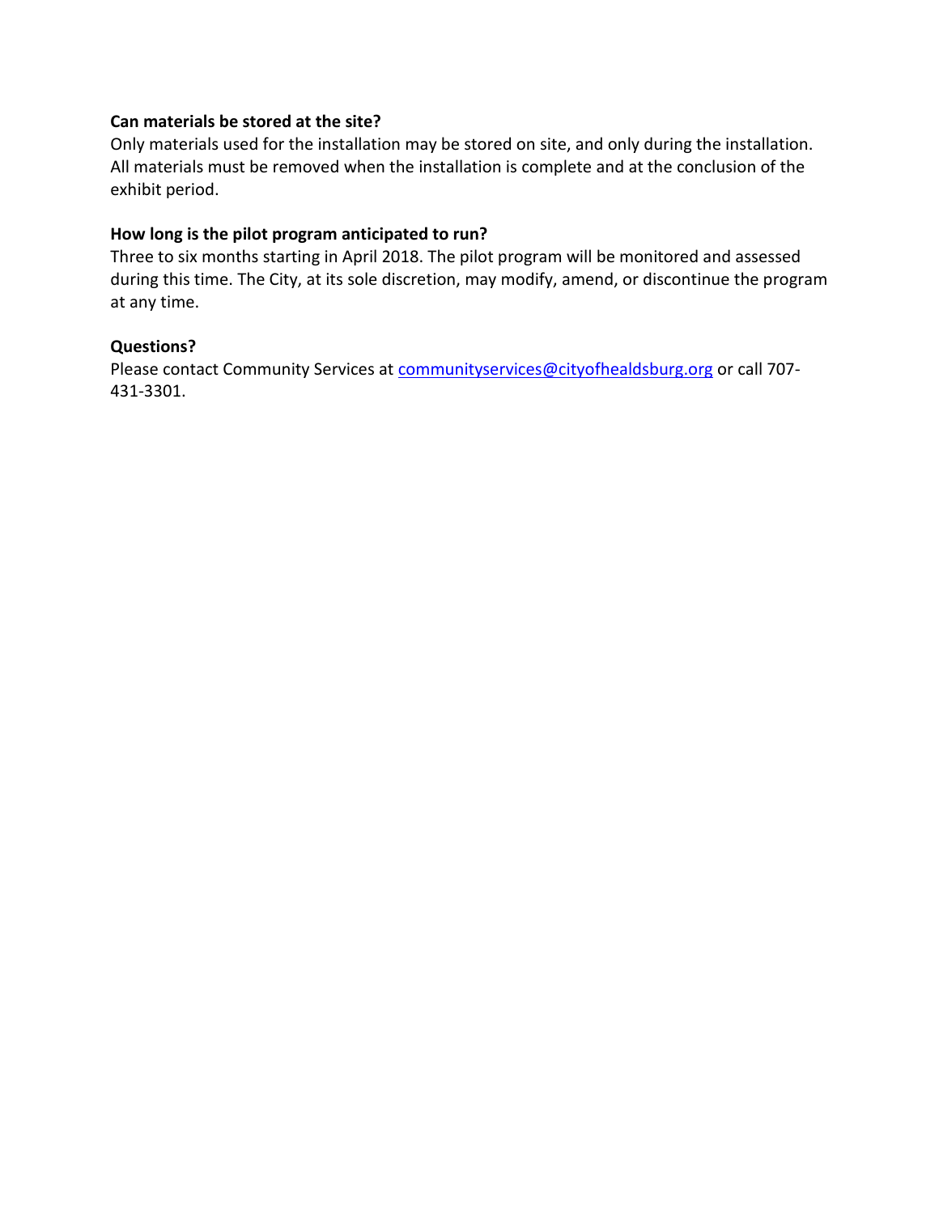**Can materials be stored at the site?**
Only materials used for the installation may be stored on site, and only during the installation. All materials must be removed when the installation is complete and at the conclusion of the exhibit period.

**How long is the pilot program anticipated to run?**
Three to six months starting in April 2018. The pilot program will be monitored and assessed during this time. The City, at its sole discretion, may modify, amend, or discontinue the program at any time.

**Questions?**
Please contact Community Services at [communityservices@cityofhealdsburg.org](mailto:communityservices@cityofhealdsburg.org) or call 707-431-3301.